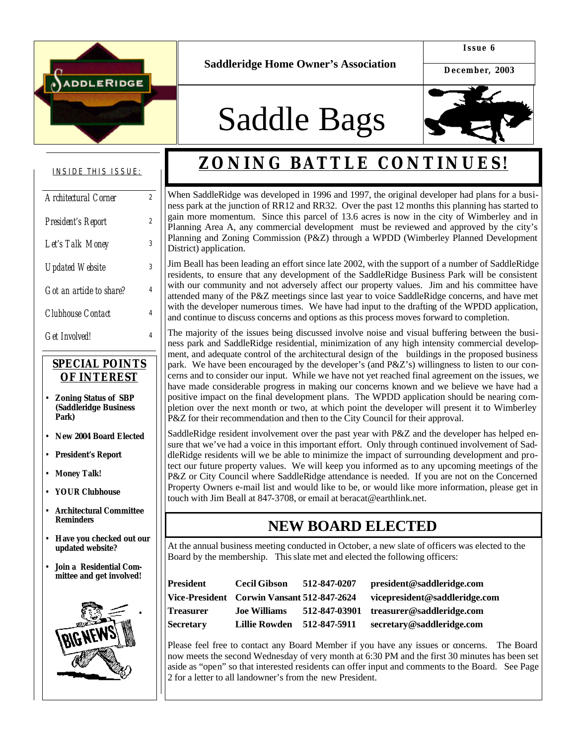Saddleridge Home Owner's Association

Issue 6

December, 2003

# Saddle Bags

INSIDE THIS ISSUE:

| | |
|---|---|
| Architectural Corner | 2 |
| President's Report | 2 |
| Let's Talk Money | 3 |
| Updated Website | 3 |
| Got an article to share? | 4 |
| Clubhouse Contact | 4 |
| Get Involved! | 4 |

**SPECIAL POINTS OF INTEREST**

- **Zoning Status of SBP (Saddleridge Business Park)**
- **New 2004 Board Elected**
- **President's Report**
- **Money Talk!**
- **YOUR Clubhouse**
- **Architectural Committee Reminders**
- **Have you checked out our updated website?**
- **Join a Residential Committee and get involved!**

## ZONING BATTLE CONTINUES!

When SaddleRidge was developed in 1996 and 1997, the original developer had plans for a business park at the junction of RR12 and RR32. Over the past 12 months this planning has started to gain more momentum. Since this parcel of 13.6 acres is now in the city of Wimberley and in Planning Area A, any commercial development must be reviewed and approved by the city's Planning and Zoning Commission (P&Z) through a WPDD (Wimberley Planned Development District) application.

Jim Beall has been leading an effort since late 2002, with the support of a number of SaddleRidge residents, to ensure that any development of the SaddleRidge Business Park will be consistent with our community and not adversely affect our property values. Jim and his committee have attended many of the P&Z meetings since last year to voice SaddleRidge concerns, and have met with the developer numerous times. We have had input to the drafting of the WPDD application, and continue to discuss concerns and options as this process moves forward to completion.

The majority of the issues being discussed involve noise and visual buffering between the business park and SaddleRidge residential, minimization of any high intensity commercial development, and adequate control of the architectural design of the buildings in the proposed business park. We have been encouraged by the developer's (and P&Z's) willingness to listen to our concerns and to consider our input. While we have not yet reached final agreement on the issues, we have made considerable progress in making our concerns known and we believe we have had a positive impact on the final development plans. The WPDD application should be nearing completion over the next month or two, at which point the developer will present it to Wimberley P&Z for their recommendation and then to the City Council for their approval.

SaddleRidge resident involvement over the past year with P&Z and the developer has helped ensure that we've had a voice in this important effort. Only through continued involvement of SaddleRidge residents will we be able to minimize the impact of surrounding development and protect our future property values. We will keep you informed as to any upcoming meetings of the P&Z or City Council where SaddleRidge attendance is needed. If you are not on the Concerned Property Owners e-mail list and would like to be, or would like more information, please get in touch with Jim Beall at 847-3708, or email at beracat@earthlink.net.

## NEW BOARD ELECTED

At the annual business meeting conducted in October, a new slate of officers was elected to the Board by the membership. This slate met and elected the following officers:

| | | | |
|---|---|---|---|
| **President** | **Cecil Gibson** | **512-847-0207** | **president@saddleridge.com** |
| **Vice-President** | **Corwin Vansant** | **512-847-2624** | **vicepresident@saddleridge.com** |
| **Treasurer** | **Joe Williams** | **512-847-03901** | **treasurer@saddleridge.com** |
| **Secretary** | **Lillie Rowden** | **512-847-5911** | **secretary@saddleridge.com** |

Please feel free to contact any Board Member if you have any issues or concerns. The Board now meets the second Wednesday of very month at 6:30 PM and the first 30 minutes has been set aside as "open" so that interested residents can offer input and comments to the Board. See Page 2 for a letter to all landowner's from the new President.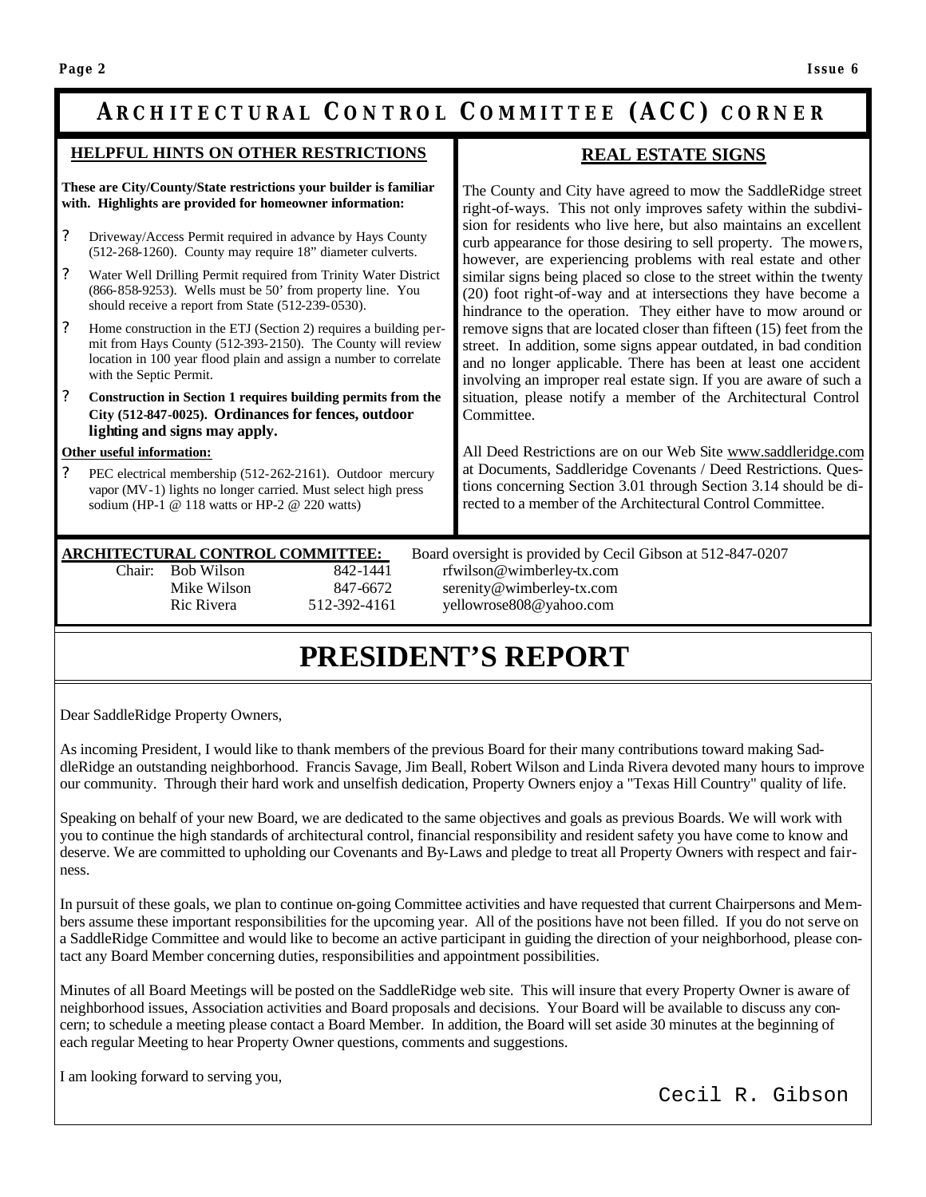# ARCHITECTURAL CONTROL COMMITTEE (ACC) CORNER

## HELPFUL HINTS ON OTHER RESTRICTIONS

**These are City/County/State restrictions your builder is familiar with. Highlights are provided for homeowner information:**

- Driveway/Access Permit required in advance by Hays County (512-268-1260). County may require 18" diameter culverts.
- Water Well Drilling Permit required from Trinity Water District (866-858-9253). Wells must be 50' from property line. You should receive a report from State (512-239-0530).
- Home construction in the ETJ (Section 2) requires a building permit from Hays County (512-393-2150). The County will review location in 100 year flood plain and assign a number to correlate with the Septic Permit.
- **Construction in Section 1 requires building permits from the City (512-847-0025). Ordinances for fences, outdoor lighting and signs may apply.**

**Other useful information:**

- PEC electrical membership (512-262-2161). Outdoor mercury vapor (MV-1) lights no longer carried. Must select high press sodium (HP-1 @ 118 watts or HP-2 @ 220 watts)

## REAL ESTATE SIGNS

The County and City have agreed to mow the SaddleRidge street right-of-ways. This not only improves safety within the subdivision for residents who live here, but also maintains an excellent curb appearance for those desiring to sell property. The mowers, however, are experiencing problems with real estate and other similar signs being placed so close to the street within the twenty (20) foot right-of-way and at intersections they have become a hindrance to the operation. They either have to mow around or remove signs that are located closer than fifteen (15) feet from the street. In addition, some signs appear outdated, in bad condition and no longer applicable. There has been at least one accident involving an improper real estate sign. If you are aware of such a situation, please notify a member of the Architectural Control Committee.

All Deed Restrictions are on our Web Site www.saddleridge.com at Documents, Saddleridge Covenants / Deed Restrictions. Questions concerning Section 3.01 through Section 3.14 should be directed to a member of the Architectural Control Committee.

**ARCHITECTURAL CONTROL COMMITTEE:** Board oversight is provided by Cecil Gibson at 512-847-0207

| | Name | Phone | Email |
|---|---|---|---|
| Chair: | Bob Wilson | 842-1441 | rfwilson@wimberley-tx.com |
| | Mike Wilson | 847-6672 | serenity@wimberley-tx.com |
| | Ric Rivera | 512-392-4161 | yellowrose808@yahoo.com |

# PRESIDENT'S REPORT

Dear SaddleRidge Property Owners,

As incoming President, I would like to thank members of the previous Board for their many contributions toward making SaddleRidge an outstanding neighborhood. Francis Savage, Jim Beall, Robert Wilson and Linda Rivera devoted many hours to improve our community. Through their hard work and unselfish dedication, Property Owners enjoy a "Texas Hill Country" quality of life.

Speaking on behalf of your new Board, we are dedicated to the same objectives and goals as previous Boards. We will work with you to continue the high standards of architectural control, financial responsibility and resident safety you have come to know and deserve. We are committed to upholding our Covenants and By-Laws and pledge to treat all Property Owners with respect and fairness.

In pursuit of these goals, we plan to continue on-going Committee activities and have requested that current Chairpersons and Members assume these important responsibilities for the upcoming year. All of the positions have not been filled. If you do not serve on a SaddleRidge Committee and would like to become an active participant in guiding the direction of your neighborhood, please contact any Board Member concerning duties, responsibilities and appointment possibilities.

Minutes of all Board Meetings will be posted on the SaddleRidge web site. This will insure that every Property Owner is aware of neighborhood issues, Association activities and Board proposals and decisions. Your Board will be available to discuss any concern; to schedule a meeting please contact a Board Member. In addition, the Board will set aside 30 minutes at the beginning of each regular Meeting to hear Property Owner questions, comments and suggestions.

I am looking forward to serving you,

Cecil R. Gibson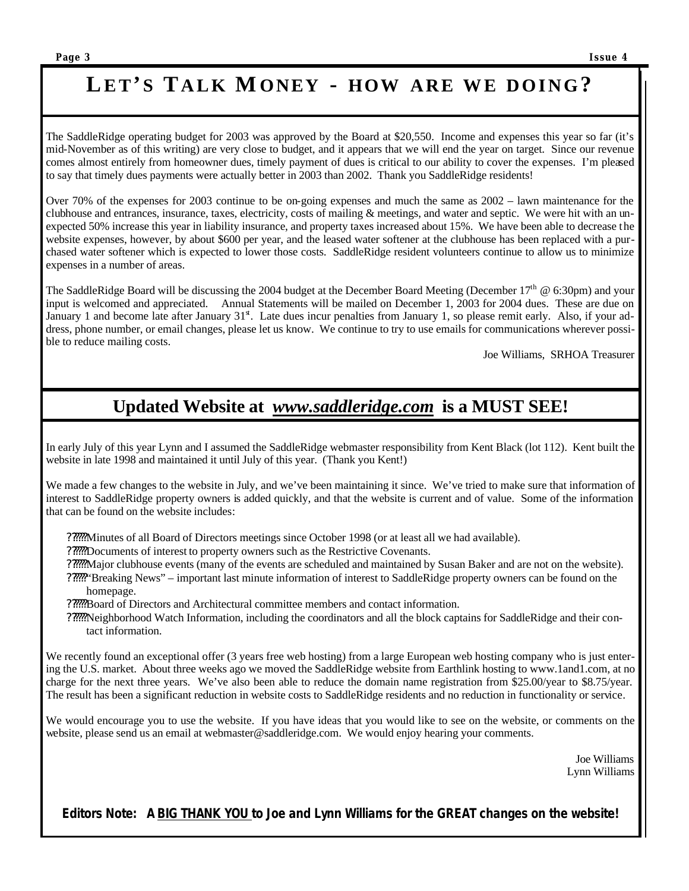# LET'S TALK MONEY - HOW ARE WE DOING?

The SaddleRidge operating budget for 2003 was approved by the Board at $20,550. Income and expenses this year so far (it's mid-November as of this writing) are very close to budget, and it appears that we will end the year on target. Since our revenue comes almost entirely from homeowner dues, timely payment of dues is critical to our ability to cover the expenses. I'm pleased to say that timely dues payments were actually better in 2003 than 2002. Thank you SaddleRidge residents!

Over 70% of the expenses for 2003 continue to be on-going expenses and much the same as 2002 – lawn maintenance for the clubhouse and entrances, insurance, taxes, electricity, costs of mailing & meetings, and water and septic. We were hit with an unexpected 50% increase this year in liability insurance, and property taxes increased about 15%. We have been able to decrease the website expenses, however, by about $600 per year, and the leased water softener at the clubhouse has been replaced with a purchased water softener which is expected to lower those costs. SaddleRidge resident volunteers continue to allow us to minimize expenses in a number of areas.

The SaddleRidge Board will be discussing the 2004 budget at the December Board Meeting (December 17th @ 6:30pm) and your input is welcomed and appreciated. Annual Statements will be mailed on December 1, 2003 for 2004 dues. These are due on January 1 and become late after January 31st. Late dues incur penalties from January 1, so please remit early. Also, if your address, phone number, or email changes, please let us know. We continue to try to use emails for communications wherever possible to reduce mailing costs.

Joe Williams, SRHOA Treasurer

# Updated Website at *www.saddleridge.com* is a MUST SEE!

In early July of this year Lynn and I assumed the SaddleRidge webmaster responsibility from Kent Black (lot 112). Kent built the website in late 1998 and maintained it until July of this year. (Thank you Kent!)

We made a few changes to the website in July, and we've been maintaining it since. We've tried to make sure that information of interest to SaddleRidge property owners is added quickly, and that the website is current and of value. Some of the information that can be found on the website includes:

- Minutes of all Board of Directors meetings since October 1998 (or at least all we had available).
- Documents of interest to property owners such as the Restrictive Covenants.
- Major clubhouse events (many of the events are scheduled and maintained by Susan Baker and are not on the website).
- "Breaking News" – important last minute information of interest to SaddleRidge property owners can be found on the homepage.
- Board of Directors and Architectural committee members and contact information.
- Neighborhood Watch Information, including the coordinators and all the block captains for SaddleRidge and their contact information.

We recently found an exceptional offer (3 years free web hosting) from a large European web hosting company who is just entering the U.S. market. About three weeks ago we moved the SaddleRidge website from Earthlink hosting to www.1and1.com, at no charge for the next three years. We've also been able to reduce the domain name registration from $25.00/year to $8.75/year. The result has been a significant reduction in website costs to SaddleRidge residents and no reduction in functionality or service.

We would encourage you to use the website. If you have ideas that you would like to see on the website, or comments on the website, please send us an email at webmaster@saddleridge.com. We would enjoy hearing your comments.

Joe Williams
Lynn Williams

***Editors Note: A BIG THANK YOU to Joe and Lynn Williams for the GREAT changes on the website!***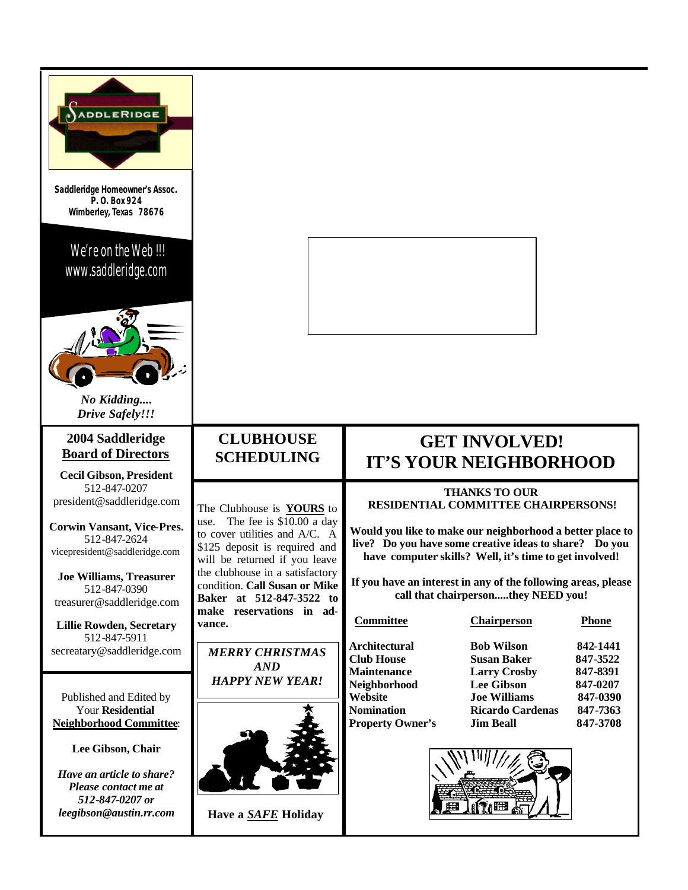Saddleridge Homeowner's Assoc.
P. O. Box 924
Wimberley, Texas 78676

We're on the Web !!!
www.saddleridge.com

*No Kidding....*
***Drive Safely!!!***

## 2004 Saddleridge Board of Directors

**Cecil Gibson, President**
512-847-0207
president@saddleridge.com

**Corwin Vansant, Vice-Pres.**
512-847-2624
vicepresident@saddleridge.com

**Joe Williams, Treasurer**
512-847-0390
treasurer@saddleridge.com

**Lillie Rowden, Secretary**
512-847-5911
secreatary@saddleridge.com

Published and Edited by Your **Residential Neighborhood Committee**:

**Lee Gibson, Chair**

***Have an article to share? Please contact me at 512-847-0207 or leegibson@austin.rr.com***

## CLUBHOUSE SCHEDULING

The Clubhouse is **YOURS** to use. The fee is $10.00 a day to cover utilities and A/C. A $125 deposit is required and will be returned if you leave the clubhouse in a satisfactory condition. **Call Susan or Mike Baker at 512-847-3522 to make reservations in advance.**

***MERRY CHRISTMAS AND HAPPY NEW YEAR!***

**Have a *SAFE* Holiday**

## GET INVOLVED! IT'S YOUR NEIGHBORHOOD

**THANKS TO OUR RESIDENTIAL COMMITTEE CHAIRPERSONS!**

**Would you like to make our neighborhood a better place to live? Do you have some creative ideas to share? Do you have computer skills? Well, it's time to get involved!**

**If you have an interest in any of the following areas, please call that chairperson.....they NEED you!**

| Committee | Chairperson | Phone |
|---|---|---|
| Architectural | Bob Wilson | 842-1441 |
| Club House | Susan Baker | 847-3522 |
| Maintenance | Larry Crosby | 847-8391 |
| Neighborhood | Lee Gibson | 847-0207 |
| Website | Joe Williams | 847-0390 |
| Nomination | Ricardo Cardenas | 847-7363 |
| Property Owner's | Jim Beall | 847-3708 |